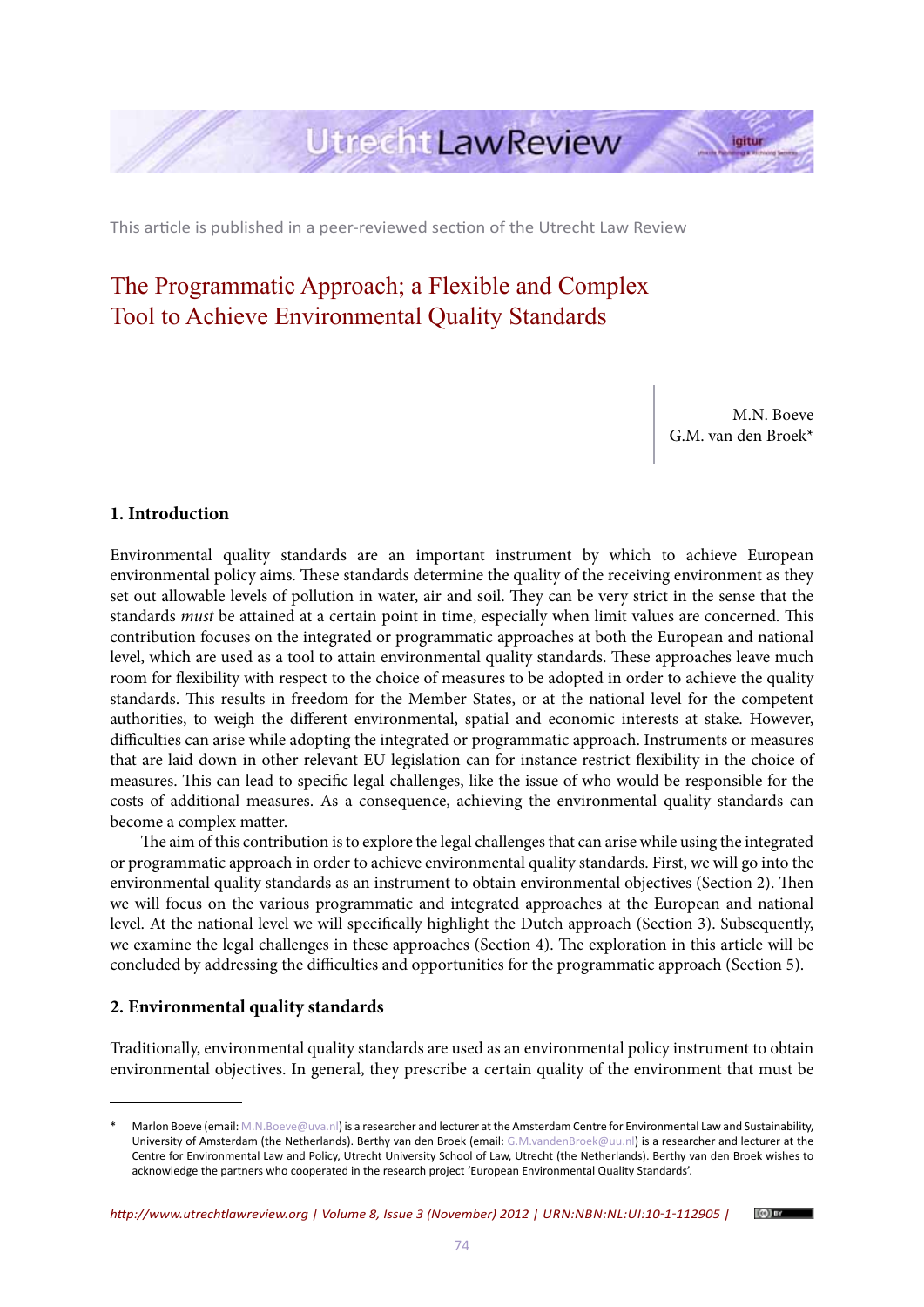This article is published in a peer-reviewed section of the Utrecht Law Review

# The Programmatic Approach; a Flexible and Complex Tool to Achieve Environmental Quality Standards

M.N. Boeve
G.M. van den Broek*

## 1. Introduction

Environmental quality standards are an important instrument by which to achieve European environmental policy aims. These standards determine the quality of the receiving environment as they set out allowable levels of pollution in water, air and soil. They can be very strict in the sense that the standards *must* be attained at a certain point in time, especially when limit values are concerned. This contribution focuses on the integrated or programmatic approaches at both the European and national level, which are used as a tool to attain environmental quality standards. These approaches leave much room for flexibility with respect to the choice of measures to be adopted in order to achieve the quality standards. This results in freedom for the Member States, or at the national level for the competent authorities, to weigh the different environmental, spatial and economic interests at stake. However, difficulties can arise while adopting the integrated or programmatic approach. Instruments or measures that are laid down in other relevant EU legislation can for instance restrict flexibility in the choice of measures. This can lead to specific legal challenges, like the issue of who would be responsible for the costs of additional measures. As a consequence, achieving the environmental quality standards can become a complex matter.

The aim of this contribution is to explore the legal challenges that can arise while using the integrated or programmatic approach in order to achieve environmental quality standards. First, we will go into the environmental quality standards as an instrument to obtain environmental objectives (Section 2). Then we will focus on the various programmatic and integrated approaches at the European and national level. At the national level we will specifically highlight the Dutch approach (Section 3). Subsequently, we examine the legal challenges in these approaches (Section 4). The exploration in this article will be concluded by addressing the difficulties and opportunities for the programmatic approach (Section 5).

## 2. Environmental quality standards

Traditionally, environmental quality standards are used as an environmental policy instrument to obtain environmental objectives. In general, they prescribe a certain quality of the environment that must be

---

\* Marlon Boeve (email: M.N.Boeve@uva.nl) is a researcher and lecturer at the Amsterdam Centre for Environmental Law and Sustainability, University of Amsterdam (the Netherlands). Berthy van den Broek (email: G.M.vandenBroek@uu.nl) is a researcher and lecturer at the Centre for Environmental Law and Policy, Utrecht University School of Law, Utrecht (the Netherlands). Berthy van den Broek wishes to acknowledge the partners who cooperated in the research project 'European Environmental Quality Standards'.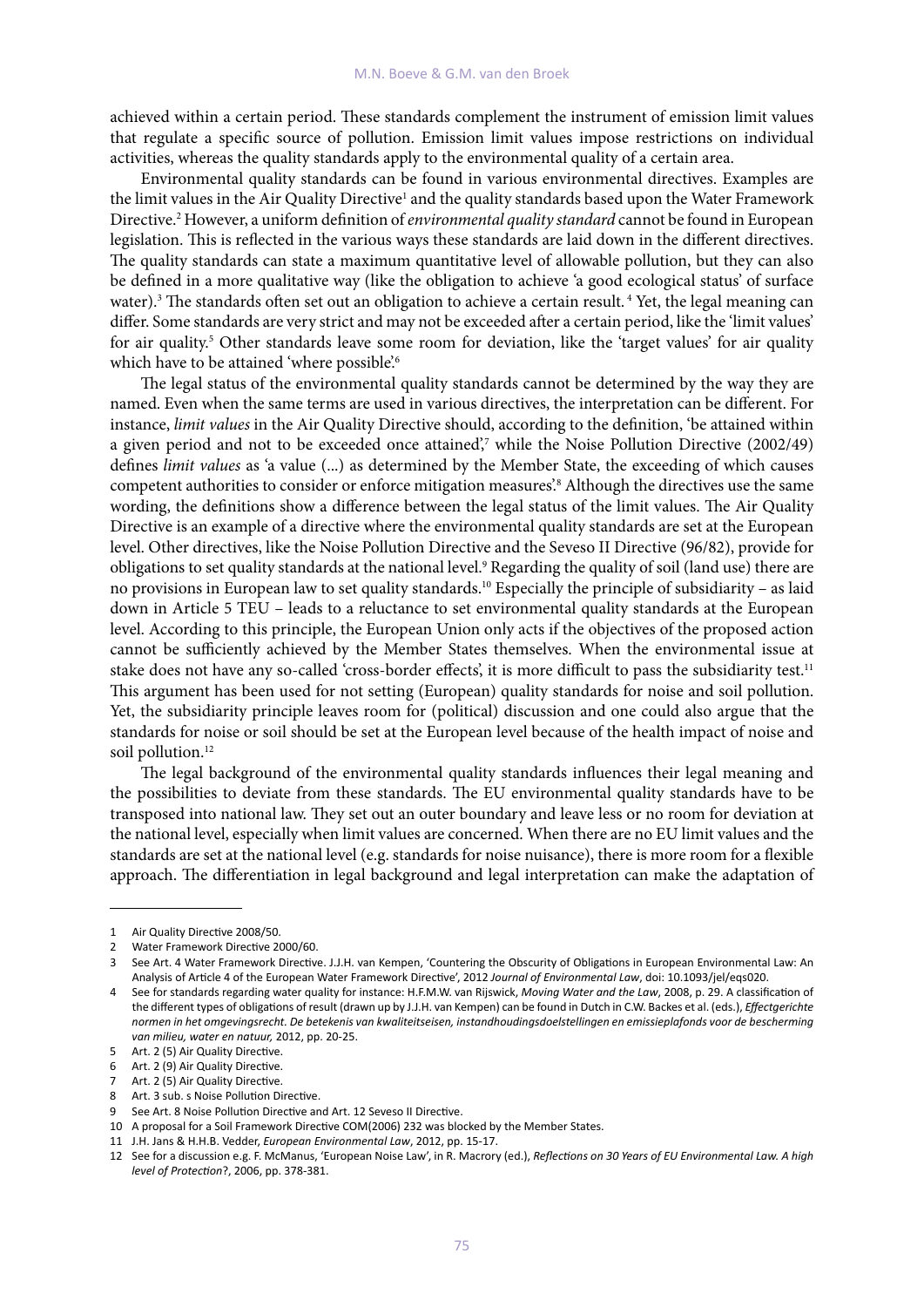achieved within a certain period. These standards complement the instrument of emission limit values that regulate a specific source of pollution. Emission limit values impose restrictions on individual activities, whereas the quality standards apply to the environmental quality of a certain area.

Environmental quality standards can be found in various environmental directives. Examples are the limit values in the Air Quality Directive[1] and the quality standards based upon the Water Framework Directive.[2] However, a uniform definition of *environmental quality standard* cannot be found in European legislation. This is reflected in the various ways these standards are laid down in the different directives. The quality standards can state a maximum quantitative level of allowable pollution, but they can also be defined in a more qualitative way (like the obligation to achieve 'a good ecological status' of surface water).[3] The standards often set out an obligation to achieve a certain result.[4] Yet, the legal meaning can differ. Some standards are very strict and may not be exceeded after a certain period, like the 'limit values' for air quality.[5] Other standards leave some room for deviation, like the 'target values' for air quality which have to be attained 'where possible'.[6]

The legal status of the environmental quality standards cannot be determined by the way they are named. Even when the same terms are used in various directives, the interpretation can be different. For instance, *limit values* in the Air Quality Directive should, according to the definition, 'be attained within a given period and not to be exceeded once attained',[7] while the Noise Pollution Directive (2002/49) defines *limit values* as 'a value (...) as determined by the Member State, the exceeding of which causes competent authorities to consider or enforce mitigation measures'.[8] Although the directives use the same wording, the definitions show a difference between the legal status of the limit values. The Air Quality Directive is an example of a directive where the environmental quality standards are set at the European level. Other directives, like the Noise Pollution Directive and the Seveso II Directive (96/82), provide for obligations to set quality standards at the national level.[9] Regarding the quality of soil (land use) there are no provisions in European law to set quality standards.[10] Especially the principle of subsidiarity – as laid down in Article 5 TEU – leads to a reluctance to set environmental quality standards at the European level. According to this principle, the European Union only acts if the objectives of the proposed action cannot be sufficiently achieved by the Member States themselves. When the environmental issue at stake does not have any so-called 'cross-border effects', it is more difficult to pass the subsidiarity test.[11] This argument has been used for not setting (European) quality standards for noise and soil pollution. Yet, the subsidiarity principle leaves room for (political) discussion and one could also argue that the standards for noise or soil should be set at the European level because of the health impact of noise and soil pollution.[12]

The legal background of the environmental quality standards influences their legal meaning and the possibilities to deviate from these standards. The EU environmental quality standards have to be transposed into national law. They set out an outer boundary and leave less or no room for deviation at the national level, especially when limit values are concerned. When there are no EU limit values and the standards are set at the national level (e.g. standards for noise nuisance), there is more room for a flexible approach. The differentiation in legal background and legal interpretation can make the adaptation of

---

1 Air Quality Directive 2008/50.

2 Water Framework Directive 2000/60.

3 See Art. 4 Water Framework Directive. J.J.H. van Kempen, 'Countering the Obscurity of Obligations in European Environmental Law: An Analysis of Article 4 of the European Water Framework Directive', 2012 *Journal of Environmental Law*, doi: 10.1093/jel/eqs020.

4 See for standards regarding water quality for instance: H.F.M.W. van Rijswick, *Moving Water and the Law*, 2008, p. 29. A classification of the different types of obligations of result (drawn up by J.J.H. van Kempen) can be found in Dutch in C.W. Backes et al. (eds.), *Effectgerichte normen in het omgevingsrecht. De betekenis van kwaliteitseisen, instandhoudingsdoelstellingen en emissieplafonds voor de bescherming van milieu, water en natuur,* 2012, pp. 20-25.

5 Art. 2 (5) Air Quality Directive.

6 Art. 2 (9) Air Quality Directive.

7 Art. 2 (5) Air Quality Directive.

8 Art. 3 sub. s Noise Pollution Directive.

9 See Art. 8 Noise Pollution Directive and Art. 12 Seveso II Directive.

10 A proposal for a Soil Framework Directive COM(2006) 232 was blocked by the Member States.

11 J.H. Jans & H.H.B. Vedder, *European Environmental Law*, 2012, pp. 15-17.

12 See for a discussion e.g. F. McManus, 'European Noise Law', in R. Macrory (ed.), *Reflections on 30 Years of EU Environmental Law. A high level of Protection*?, 2006, pp. 378-381.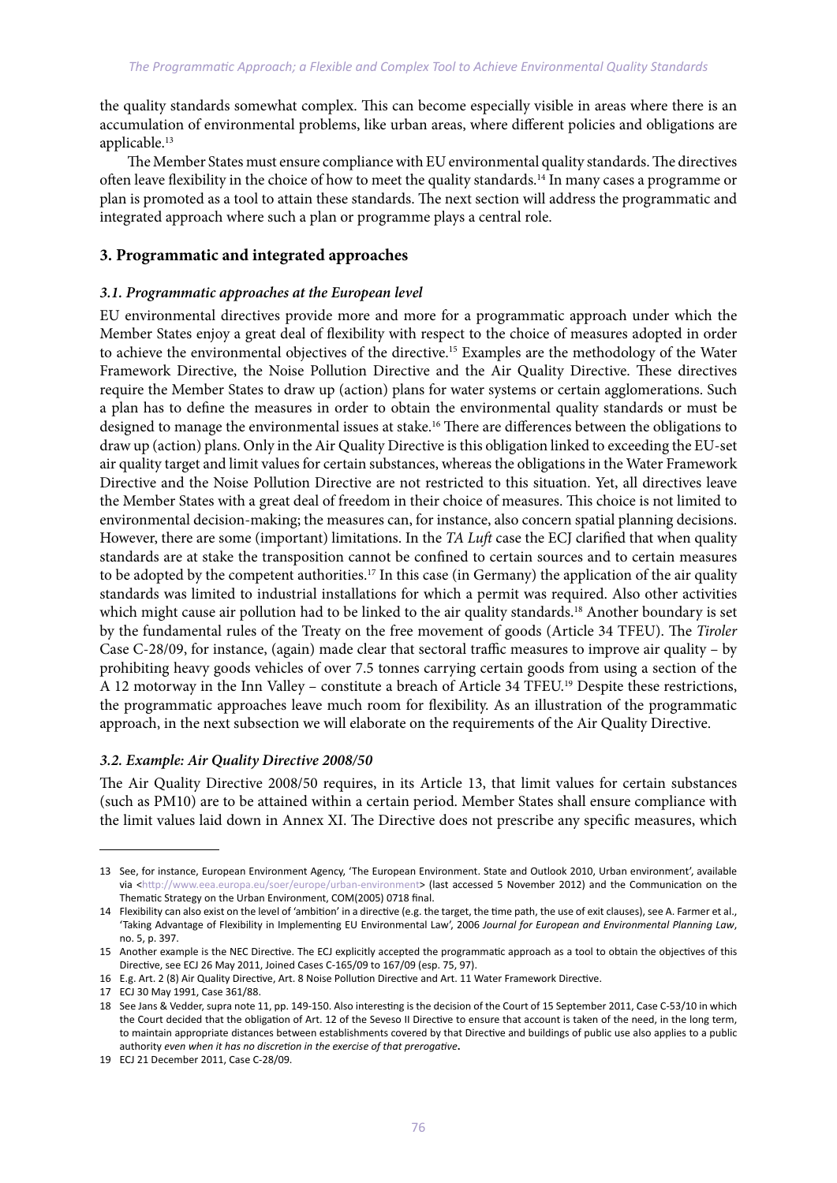the quality standards somewhat complex. This can become especially visible in areas where there is an accumulation of environmental problems, like urban areas, where different policies and obligations are applicable.[13]

The Member States must ensure compliance with EU environmental quality standards. The directives often leave flexibility in the choice of how to meet the quality standards.[14] In many cases a programme or plan is promoted as a tool to attain these standards. The next section will address the programmatic and integrated approach where such a plan or programme plays a central role.

## 3. Programmatic and integrated approaches

### *3.1. Programmatic approaches at the European level*

EU environmental directives provide more and more for a programmatic approach under which the Member States enjoy a great deal of flexibility with respect to the choice of measures adopted in order to achieve the environmental objectives of the directive.[15] Examples are the methodology of the Water Framework Directive, the Noise Pollution Directive and the Air Quality Directive. These directives require the Member States to draw up (action) plans for water systems or certain agglomerations. Such a plan has to define the measures in order to obtain the environmental quality standards or must be designed to manage the environmental issues at stake.[16] There are differences between the obligations to draw up (action) plans. Only in the Air Quality Directive is this obligation linked to exceeding the EU-set air quality target and limit values for certain substances, whereas the obligations in the Water Framework Directive and the Noise Pollution Directive are not restricted to this situation. Yet, all directives leave the Member States with a great deal of freedom in their choice of measures. This choice is not limited to environmental decision-making; the measures can, for instance, also concern spatial planning decisions. However, there are some (important) limitations. In the *TA Luft* case the ECJ clarified that when quality standards are at stake the transposition cannot be confined to certain sources and to certain measures to be adopted by the competent authorities.[17] In this case (in Germany) the application of the air quality standards was limited to industrial installations for which a permit was required. Also other activities which might cause air pollution had to be linked to the air quality standards.[18] Another boundary is set by the fundamental rules of the Treaty on the free movement of goods (Article 34 TFEU). The *Tiroler* Case C-28/09, for instance, (again) made clear that sectoral traffic measures to improve air quality – by prohibiting heavy goods vehicles of over 7.5 tonnes carrying certain goods from using a section of the A 12 motorway in the Inn Valley – constitute a breach of Article 34 TFEU.[19] Despite these restrictions, the programmatic approaches leave much room for flexibility. As an illustration of the programmatic approach, in the next subsection we will elaborate on the requirements of the Air Quality Directive.

### *3.2. Example: Air Quality Directive 2008/50*

The Air Quality Directive 2008/50 requires, in its Article 13, that limit values for certain substances (such as PM10) are to be attained within a certain period. Member States shall ensure compliance with the limit values laid down in Annex XI. The Directive does not prescribe any specific measures, which

---

13 See, for instance, European Environment Agency, 'The European Environment. State and Outlook 2010, Urban environment', available via <http://www.eea.europa.eu/soer/europe/urban-environment> (last accessed 5 November 2012) and the Communication on the Thematic Strategy on the Urban Environment, COM(2005) 0718 final.

14 Flexibility can also exist on the level of 'ambition' in a directive (e.g. the target, the time path, the use of exit clauses), see A. Farmer et al., 'Taking Advantage of Flexibility in Implementing EU Environmental Law', 2006 *Journal for European and Environmental Planning Law*, no. 5, p. 397.

15 Another example is the NEC Directive. The ECJ explicitly accepted the programmatic approach as a tool to obtain the objectives of this Directive, see ECJ 26 May 2011, Joined Cases C-165/09 to 167/09 (esp. 75, 97).

16 E.g. Art. 2 (8) Air Quality Directive, Art. 8 Noise Pollution Directive and Art. 11 Water Framework Directive.

17 ECJ 30 May 1991, Case 361/88.

18 See Jans & Vedder, supra note 11, pp. 149-150. Also interesting is the decision of the Court of 15 September 2011, Case C-53/10 in which the Court decided that the obligation of Art. 12 of the Seveso II Directive to ensure that account is taken of the need, in the long term, to maintain appropriate distances between establishments covered by that Directive and buildings of public use also applies to a public authority *even when it has no discretion in the exercise of that prerogative*.

19 ECJ 21 December 2011, Case C-28/09.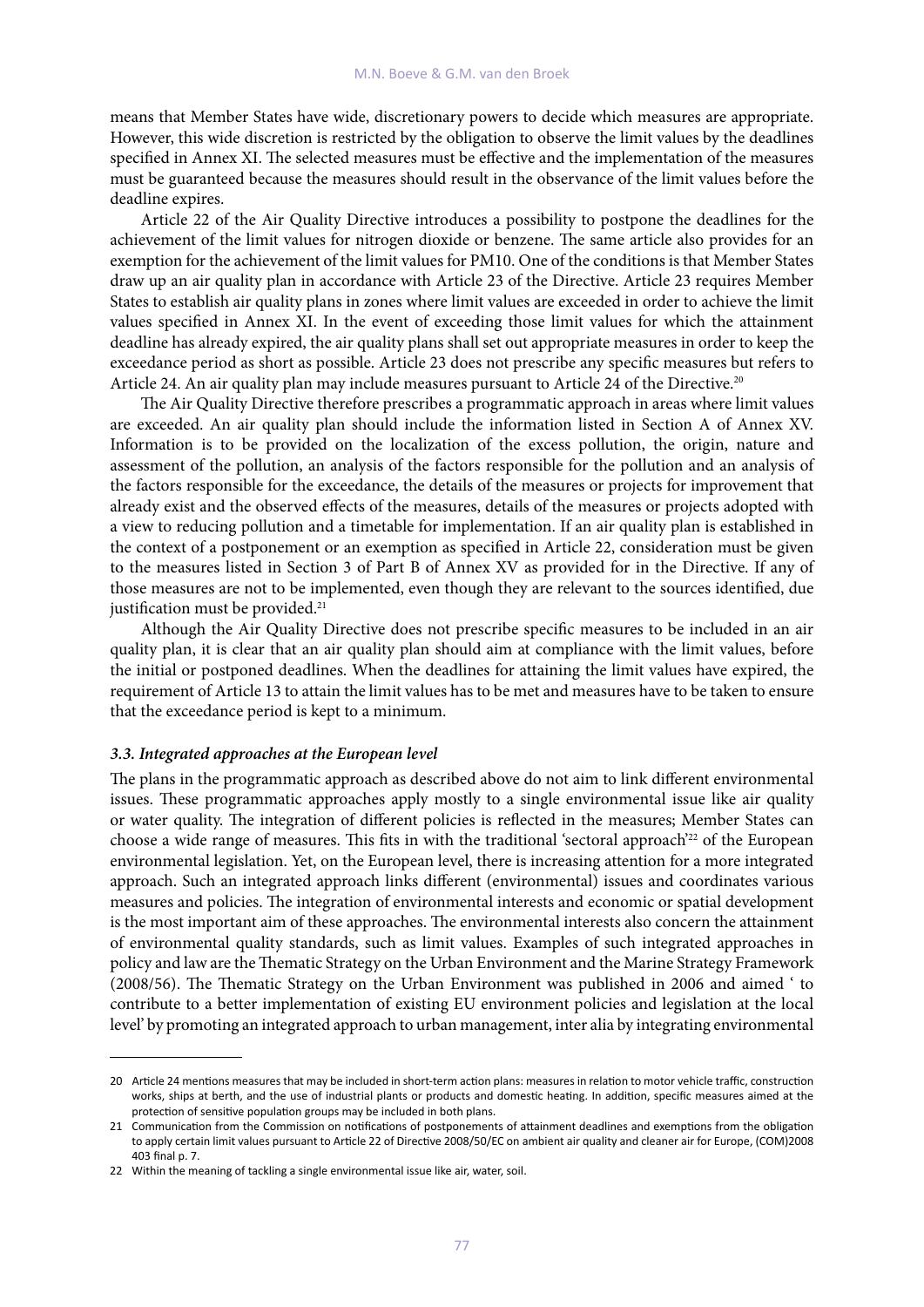means that Member States have wide, discretionary powers to decide which measures are appropriate. However, this wide discretion is restricted by the obligation to observe the limit values by the deadlines specified in Annex XI. The selected measures must be effective and the implementation of the measures must be guaranteed because the measures should result in the observance of the limit values before the deadline expires.

Article 22 of the Air Quality Directive introduces a possibility to postpone the deadlines for the achievement of the limit values for nitrogen dioxide or benzene. The same article also provides for an exemption for the achievement of the limit values for PM10. One of the conditions is that Member States draw up an air quality plan in accordance with Article 23 of the Directive. Article 23 requires Member States to establish air quality plans in zones where limit values are exceeded in order to achieve the limit values specified in Annex XI. In the event of exceeding those limit values for which the attainment deadline has already expired, the air quality plans shall set out appropriate measures in order to keep the exceedance period as short as possible. Article 23 does not prescribe any specific measures but refers to Article 24. An air quality plan may include measures pursuant to Article 24 of the Directive.[20]

The Air Quality Directive therefore prescribes a programmatic approach in areas where limit values are exceeded. An air quality plan should include the information listed in Section A of Annex XV. Information is to be provided on the localization of the excess pollution, the origin, nature and assessment of the pollution, an analysis of the factors responsible for the pollution and an analysis of the factors responsible for the exceedance, the details of the measures or projects for improvement that already exist and the observed effects of the measures, details of the measures or projects adopted with a view to reducing pollution and a timetable for implementation. If an air quality plan is established in the context of a postponement or an exemption as specified in Article 22, consideration must be given to the measures listed in Section 3 of Part B of Annex XV as provided for in the Directive. If any of those measures are not to be implemented, even though they are relevant to the sources identified, due justification must be provided.[21]

Although the Air Quality Directive does not prescribe specific measures to be included in an air quality plan, it is clear that an air quality plan should aim at compliance with the limit values, before the initial or postponed deadlines. When the deadlines for attaining the limit values have expired, the requirement of Article 13 to attain the limit values has to be met and measures have to be taken to ensure that the exceedance period is kept to a minimum.

### *3.3. Integrated approaches at the European level*

The plans in the programmatic approach as described above do not aim to link different environmental issues. These programmatic approaches apply mostly to a single environmental issue like air quality or water quality. The integration of different policies is reflected in the measures; Member States can choose a wide range of measures. This fits in with the traditional 'sectoral approach'[22] of the European environmental legislation. Yet, on the European level, there is increasing attention for a more integrated approach. Such an integrated approach links different (environmental) issues and coordinates various measures and policies. The integration of environmental interests and economic or spatial development is the most important aim of these approaches. The environmental interests also concern the attainment of environmental quality standards, such as limit values. Examples of such integrated approaches in policy and law are the Thematic Strategy on the Urban Environment and the Marine Strategy Framework (2008/56). The Thematic Strategy on the Urban Environment was published in 2006 and aimed ' to contribute to a better implementation of existing EU environment policies and legislation at the local level' by promoting an integrated approach to urban management, inter alia by integrating environmental

---

20 Article 24 mentions measures that may be included in short-term action plans: measures in relation to motor vehicle traffic, construction works, ships at berth, and the use of industrial plants or products and domestic heating. In addition, specific measures aimed at the protection of sensitive population groups may be included in both plans.

21 Communication from the Commission on notifications of postponements of attainment deadlines and exemptions from the obligation to apply certain limit values pursuant to Article 22 of Directive 2008/50/EC on ambient air quality and cleaner air for Europe, (COM)2008 403 final p. 7.

22 Within the meaning of tackling a single environmental issue like air, water, soil.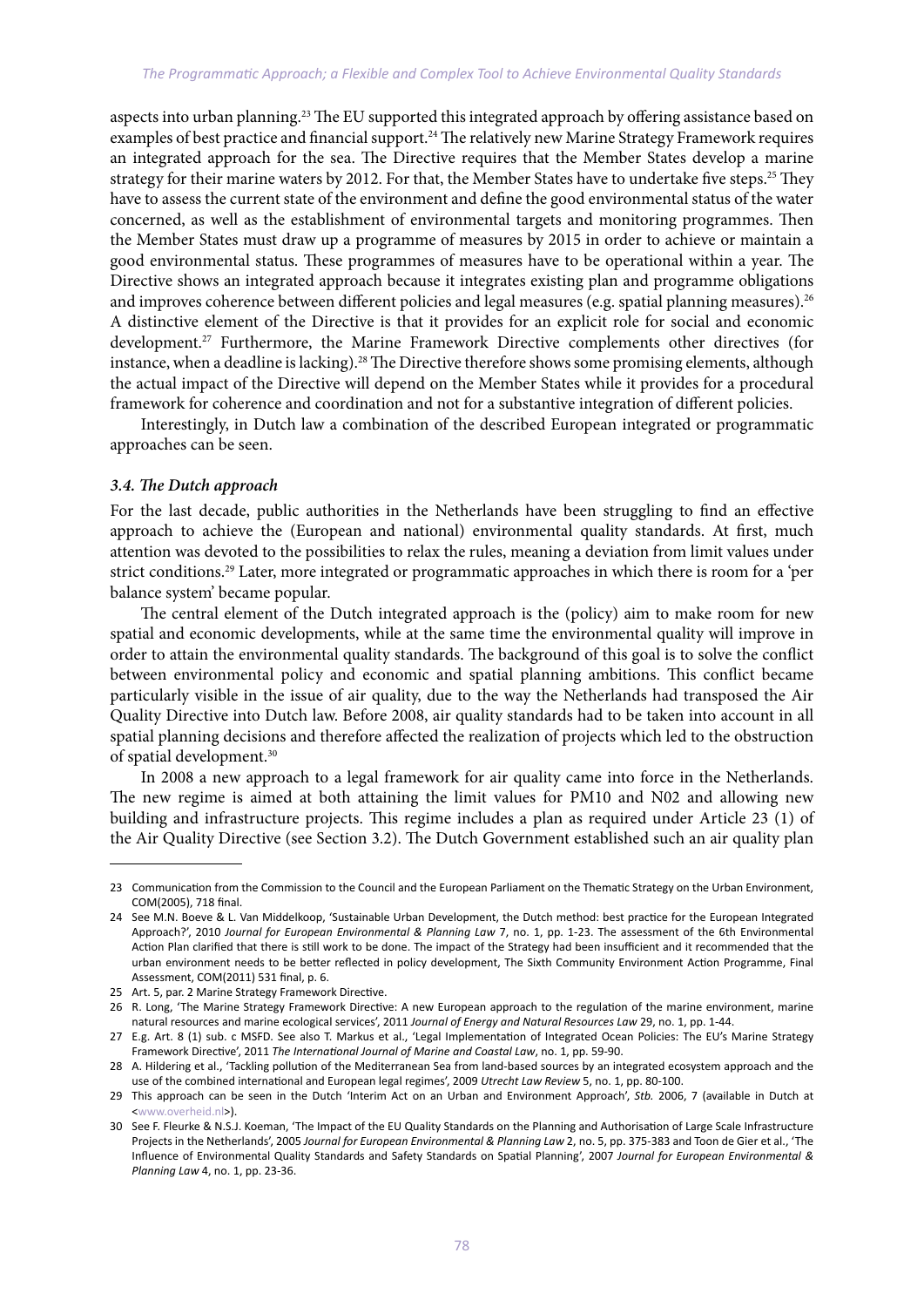aspects into urban planning.[23] The EU supported this integrated approach by offering assistance based on examples of best practice and financial support.[24] The relatively new Marine Strategy Framework requires an integrated approach for the sea. The Directive requires that the Member States develop a marine strategy for their marine waters by 2012. For that, the Member States have to undertake five steps.[25] They have to assess the current state of the environment and define the good environmental status of the water concerned, as well as the establishment of environmental targets and monitoring programmes. Then the Member States must draw up a programme of measures by 2015 in order to achieve or maintain a good environmental status. These programmes of measures have to be operational within a year. The Directive shows an integrated approach because it integrates existing plan and programme obligations and improves coherence between different policies and legal measures (e.g. spatial planning measures).[26] A distinctive element of the Directive is that it provides for an explicit role for social and economic development.[27] Furthermore, the Marine Framework Directive complements other directives (for instance, when a deadline is lacking).[28] The Directive therefore shows some promising elements, although the actual impact of the Directive will depend on the Member States while it provides for a procedural framework for coherence and coordination and not for a substantive integration of different policies.

Interestingly, in Dutch law a combination of the described European integrated or programmatic approaches can be seen.

### *3.4. The Dutch approach*

For the last decade, public authorities in the Netherlands have been struggling to find an effective approach to achieve the (European and national) environmental quality standards. At first, much attention was devoted to the possibilities to relax the rules, meaning a deviation from limit values under strict conditions.[29] Later, more integrated or programmatic approaches in which there is room for a 'per balance system' became popular.

The central element of the Dutch integrated approach is the (policy) aim to make room for new spatial and economic developments, while at the same time the environmental quality will improve in order to attain the environmental quality standards. The background of this goal is to solve the conflict between environmental policy and economic and spatial planning ambitions. This conflict became particularly visible in the issue of air quality, due to the way the Netherlands had transposed the Air Quality Directive into Dutch law. Before 2008, air quality standards had to be taken into account in all spatial planning decisions and therefore affected the realization of projects which led to the obstruction of spatial development.[30]

In 2008 a new approach to a legal framework for air quality came into force in the Netherlands. The new regime is aimed at both attaining the limit values for PM10 and N02 and allowing new building and infrastructure projects. This regime includes a plan as required under Article 23 (1) of the Air Quality Directive (see Section 3.2). The Dutch Government established such an air quality plan

---

23 Communication from the Commission to the Council and the European Parliament on the Thematic Strategy on the Urban Environment, COM(2005), 718 final.

24 See M.N. Boeve & L. Van Middelkoop, 'Sustainable Urban Development, the Dutch method: best practice for the European Integrated Approach?', 2010 *Journal for European Environmental & Planning Law* 7, no. 1, pp. 1-23. The assessment of the 6th Environmental Action Plan clarified that there is still work to be done. The impact of the Strategy had been insufficient and it recommended that the urban environment needs to be better reflected in policy development, The Sixth Community Environment Action Programme, Final Assessment, COM(2011) 531 final, p. 6.

25 Art. 5, par. 2 Marine Strategy Framework Directive.

26 R. Long, 'The Marine Strategy Framework Directive: A new European approach to the regulation of the marine environment, marine natural resources and marine ecological services', 2011 *Journal of Energy and Natural Resources Law* 29, no. 1, pp. 1-44.

27 E.g. Art. 8 (1) sub. c MSFD. See also T. Markus et al., 'Legal Implementation of Integrated Ocean Policies: The EU's Marine Strategy Framework Directive', 2011 *The International Journal of Marine and Coastal Law*, no. 1, pp. 59-90.

28 A. Hildering et al., 'Tackling pollution of the Mediterranean Sea from land-based sources by an integrated ecosystem approach and the use of the combined international and European legal regimes', 2009 *Utrecht Law Review* 5, no. 1, pp. 80-100.

29 This approach can be seen in the Dutch 'Interim Act on an Urban and Environment Approach', *Stb.* 2006, 7 (available in Dutch at <www.overheid.nl>).

30 See F. Fleurke & N.S.J. Koeman, 'The Impact of the EU Quality Standards on the Planning and Authorisation of Large Scale Infrastructure Projects in the Netherlands', 2005 *Journal for European Environmental & Planning Law* 2, no. 5, pp. 375-383 and Toon de Gier et al., 'The Influence of Environmental Quality Standards and Safety Standards on Spatial Planning', 2007 *Journal for European Environmental & Planning Law* 4, no. 1, pp. 23-36.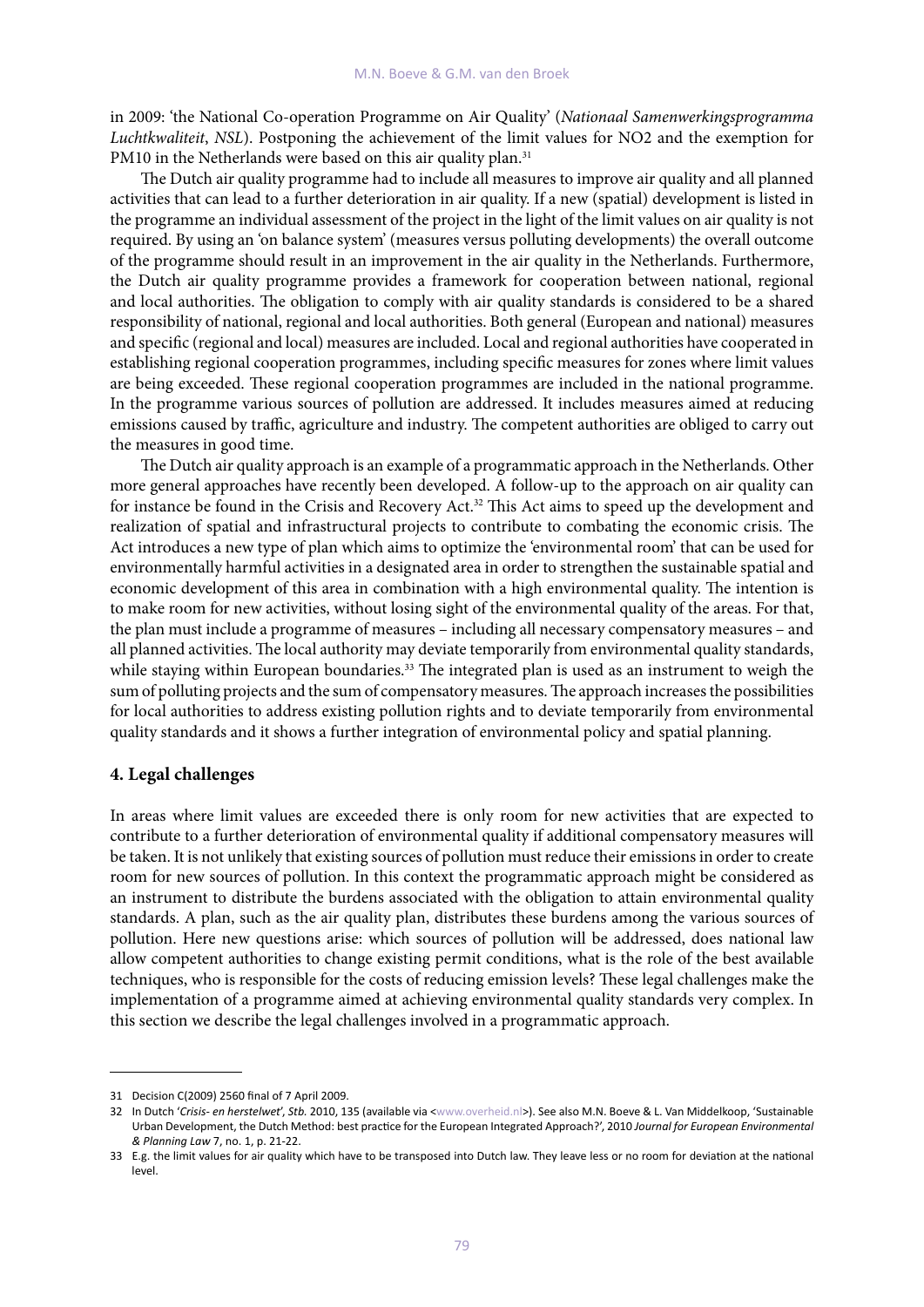in 2009: 'the National Co-operation Programme on Air Quality' (*Nationaal Samenwerkingsprogramma Luchtkwaliteit*, *NSL*). Postponing the achievement of the limit values for NO2 and the exemption for PM10 in the Netherlands were based on this air quality plan.[31]

The Dutch air quality programme had to include all measures to improve air quality and all planned activities that can lead to a further deterioration in air quality. If a new (spatial) development is listed in the programme an individual assessment of the project in the light of the limit values on air quality is not required. By using an 'on balance system' (measures versus polluting developments) the overall outcome of the programme should result in an improvement in the air quality in the Netherlands. Furthermore, the Dutch air quality programme provides a framework for cooperation between national, regional and local authorities. The obligation to comply with air quality standards is considered to be a shared responsibility of national, regional and local authorities. Both general (European and national) measures and specific (regional and local) measures are included. Local and regional authorities have cooperated in establishing regional cooperation programmes, including specific measures for zones where limit values are being exceeded. These regional cooperation programmes are included in the national programme. In the programme various sources of pollution are addressed. It includes measures aimed at reducing emissions caused by traffic, agriculture and industry. The competent authorities are obliged to carry out the measures in good time.

The Dutch air quality approach is an example of a programmatic approach in the Netherlands. Other more general approaches have recently been developed. A follow-up to the approach on air quality can for instance be found in the Crisis and Recovery Act.[32] This Act aims to speed up the development and realization of spatial and infrastructural projects to contribute to combating the economic crisis. The Act introduces a new type of plan which aims to optimize the 'environmental room' that can be used for environmentally harmful activities in a designated area in order to strengthen the sustainable spatial and economic development of this area in combination with a high environmental quality. The intention is to make room for new activities, without losing sight of the environmental quality of the areas. For that, the plan must include a programme of measures – including all necessary compensatory measures – and all planned activities. The local authority may deviate temporarily from environmental quality standards, while staying within European boundaries.[33] The integrated plan is used as an instrument to weigh the sum of polluting projects and the sum of compensatory measures. The approach increases the possibilities for local authorities to address existing pollution rights and to deviate temporarily from environmental quality standards and it shows a further integration of environmental policy and spatial planning.

## 4. Legal challenges

In areas where limit values are exceeded there is only room for new activities that are expected to contribute to a further deterioration of environmental quality if additional compensatory measures will be taken. It is not unlikely that existing sources of pollution must reduce their emissions in order to create room for new sources of pollution. In this context the programmatic approach might be considered as an instrument to distribute the burdens associated with the obligation to attain environmental quality standards. A plan, such as the air quality plan, distributes these burdens among the various sources of pollution. Here new questions arise: which sources of pollution will be addressed, does national law allow competent authorities to change existing permit conditions, what is the role of the best available techniques, who is responsible for the costs of reducing emission levels? These legal challenges make the implementation of a programme aimed at achieving environmental quality standards very complex. In this section we describe the legal challenges involved in a programmatic approach.

---

31 Decision C(2009) 2560 final of 7 April 2009.

32 In Dutch '*Crisis- en herstelwet*', *Stb.* 2010, 135 (available via <www.overheid.nl>). See also M.N. Boeve & L. Van Middelkoop, 'Sustainable Urban Development, the Dutch Method: best practice for the European Integrated Approach?', 2010 *Journal for European Environmental & Planning Law* 7, no. 1, p. 21-22.

33 E.g. the limit values for air quality which have to be transposed into Dutch law. They leave less or no room for deviation at the national level.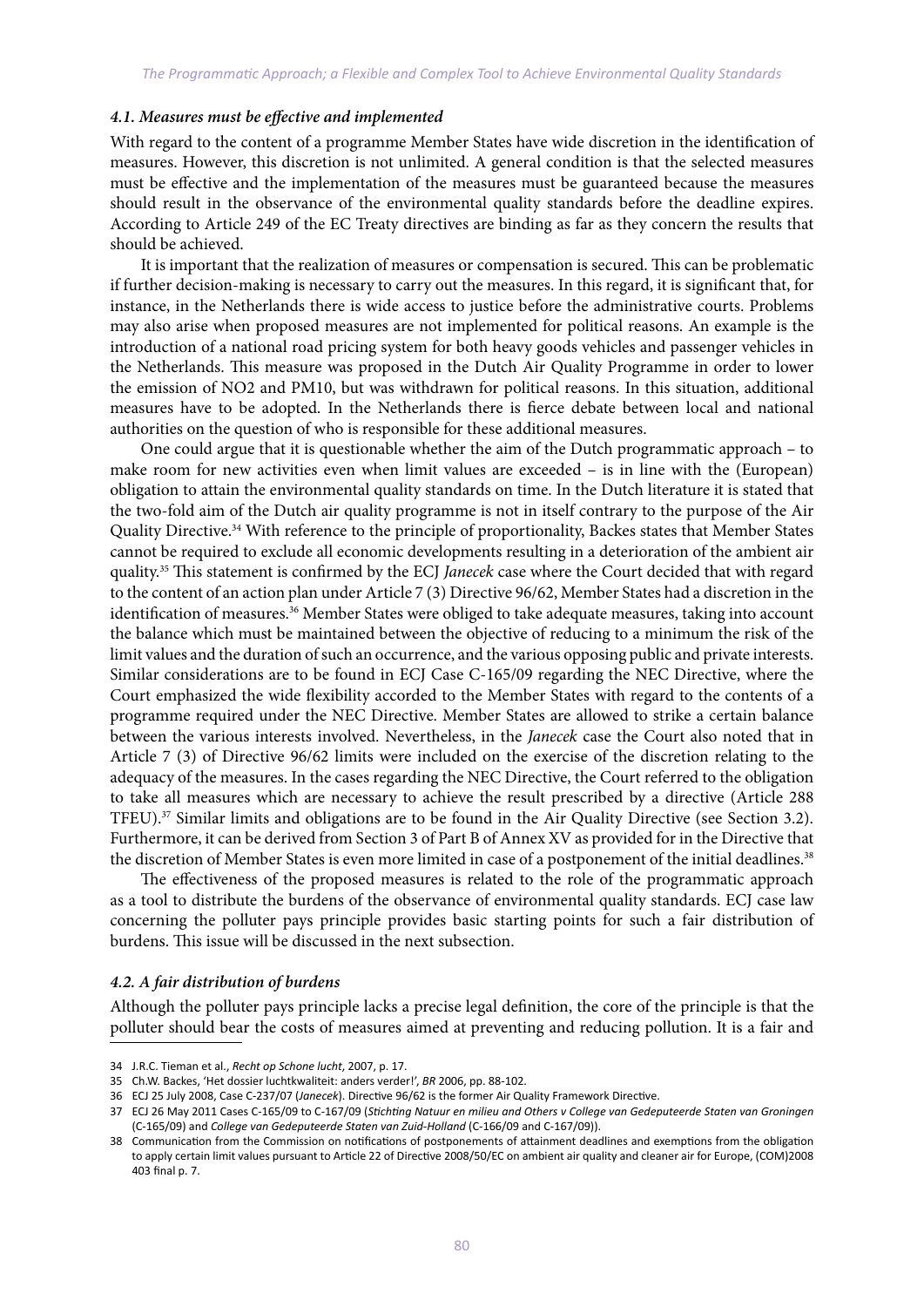#### *4.1. Measures must be effective and implemented*

With regard to the content of a programme Member States have wide discretion in the identification of measures. However, this discretion is not unlimited. A general condition is that the selected measures must be effective and the implementation of the measures must be guaranteed because the measures should result in the observance of the environmental quality standards before the deadline expires. According to Article 249 of the EC Treaty directives are binding as far as they concern the results that should be achieved.

It is important that the realization of measures or compensation is secured. This can be problematic if further decision-making is necessary to carry out the measures. In this regard, it is significant that, for instance, in the Netherlands there is wide access to justice before the administrative courts. Problems may also arise when proposed measures are not implemented for political reasons. An example is the introduction of a national road pricing system for both heavy goods vehicles and passenger vehicles in the Netherlands. This measure was proposed in the Dutch Air Quality Programme in order to lower the emission of NO2 and PM10, but was withdrawn for political reasons. In this situation, additional measures have to be adopted. In the Netherlands there is fierce debate between local and national authorities on the question of who is responsible for these additional measures.

One could argue that it is questionable whether the aim of the Dutch programmatic approach – to make room for new activities even when limit values are exceeded – is in line with the (European) obligation to attain the environmental quality standards on time. In the Dutch literature it is stated that the two-fold aim of the Dutch air quality programme is not in itself contrary to the purpose of the Air Quality Directive.[34] With reference to the principle of proportionality, Backes states that Member States cannot be required to exclude all economic developments resulting in a deterioration of the ambient air quality.[35] This statement is confirmed by the ECJ *Janecek* case where the Court decided that with regard to the content of an action plan under Article 7 (3) Directive 96/62, Member States had a discretion in the identification of measures.[36] Member States were obliged to take adequate measures, taking into account the balance which must be maintained between the objective of reducing to a minimum the risk of the limit values and the duration of such an occurrence, and the various opposing public and private interests. Similar considerations are to be found in ECJ Case C-165/09 regarding the NEC Directive, where the Court emphasized the wide flexibility accorded to the Member States with regard to the contents of a programme required under the NEC Directive. Member States are allowed to strike a certain balance between the various interests involved. Nevertheless, in the *Janecek* case the Court also noted that in Article 7 (3) of Directive 96/62 limits were included on the exercise of the discretion relating to the adequacy of the measures. In the cases regarding the NEC Directive, the Court referred to the obligation to take all measures which are necessary to achieve the result prescribed by a directive (Article 288 TFEU).[37] Similar limits and obligations are to be found in the Air Quality Directive (see Section 3.2). Furthermore, it can be derived from Section 3 of Part B of Annex XV as provided for in the Directive that the discretion of Member States is even more limited in case of a postponement of the initial deadlines.[38]

The effectiveness of the proposed measures is related to the role of the programmatic approach as a tool to distribute the burdens of the observance of environmental quality standards. ECJ case law concerning the polluter pays principle provides basic starting points for such a fair distribution of burdens. This issue will be discussed in the next subsection.

#### *4.2. A fair distribution of burdens*

Although the polluter pays principle lacks a precise legal definition, the core of the principle is that the polluter should bear the costs of measures aimed at preventing and reducing pollution. It is a fair and

---

34 J.R.C. Tieman et al., *Recht op Schone lucht*, 2007, p. 17.

35 Ch.W. Backes, 'Het dossier luchtkwaliteit: anders verder!', *BR* 2006, pp. 88-102.

36 ECJ 25 July 2008, Case C-237/07 (*Janecek*). Directive 96/62 is the former Air Quality Framework Directive.

37 ECJ 26 May 2011 Cases C-165/09 to C-167/09 (*Stichting Natuur en milieu and Others v College van Gedeputeerde Staten van Groningen* (C-165/09) and *College van Gedeputeerde Staten van Zuid-Holland* (C-166/09 and C-167/09)).

38 Communication from the Commission on notifications of postponements of attainment deadlines and exemptions from the obligation to apply certain limit values pursuant to Article 22 of Directive 2008/50/EC on ambient air quality and cleaner air for Europe, (COM)2008 403 final p. 7.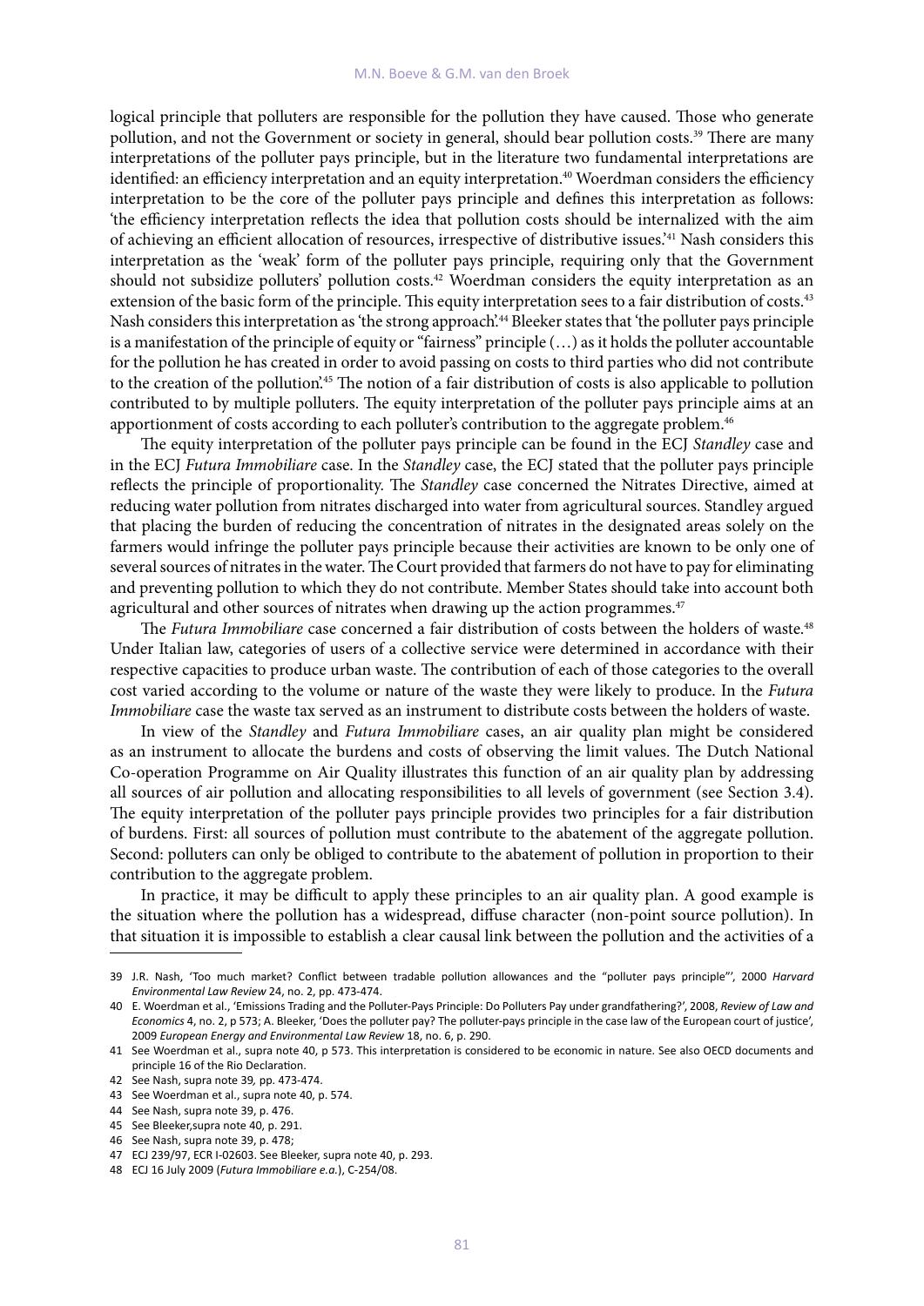logical principle that polluters are responsible for the pollution they have caused. Those who generate pollution, and not the Government or society in general, should bear pollution costs.[39] There are many interpretations of the polluter pays principle, but in the literature two fundamental interpretations are identified: an efficiency interpretation and an equity interpretation.[40] Woerdman considers the efficiency interpretation to be the core of the polluter pays principle and defines this interpretation as follows: 'the efficiency interpretation reflects the idea that pollution costs should be internalized with the aim of achieving an efficient allocation of resources, irrespective of distributive issues.'[41] Nash considers this interpretation as the 'weak' form of the polluter pays principle, requiring only that the Government should not subsidize polluters' pollution costs.[42] Woerdman considers the equity interpretation as an extension of the basic form of the principle. This equity interpretation sees to a fair distribution of costs.[43] Nash considers this interpretation as 'the strong approach'.[44] Bleeker states that 'the polluter pays principle is a manifestation of the principle of equity or "fairness" principle (…) as it holds the polluter accountable for the pollution he has created in order to avoid passing on costs to third parties who did not contribute to the creation of the pollution'.[45] The notion of a fair distribution of costs is also applicable to pollution contributed to by multiple polluters. The equity interpretation of the polluter pays principle aims at an apportionment of costs according to each polluter's contribution to the aggregate problem.[46]

The equity interpretation of the polluter pays principle can be found in the ECJ *Standley* case and in the ECJ *Futura Immobiliare* case. In the *Standley* case, the ECJ stated that the polluter pays principle reflects the principle of proportionality. The *Standley* case concerned the Nitrates Directive, aimed at reducing water pollution from nitrates discharged into water from agricultural sources. Standley argued that placing the burden of reducing the concentration of nitrates in the designated areas solely on the farmers would infringe the polluter pays principle because their activities are known to be only one of several sources of nitrates in the water. The Court provided that farmers do not have to pay for eliminating and preventing pollution to which they do not contribute. Member States should take into account both agricultural and other sources of nitrates when drawing up the action programmes.[47]

The *Futura Immobiliare* case concerned a fair distribution of costs between the holders of waste.[48] Under Italian law, categories of users of a collective service were determined in accordance with their respective capacities to produce urban waste. The contribution of each of those categories to the overall cost varied according to the volume or nature of the waste they were likely to produce. In the *Futura Immobiliare* case the waste tax served as an instrument to distribute costs between the holders of waste.

In view of the *Standley* and *Futura Immobiliare* cases, an air quality plan might be considered as an instrument to allocate the burdens and costs of observing the limit values. The Dutch National Co-operation Programme on Air Quality illustrates this function of an air quality plan by addressing all sources of air pollution and allocating responsibilities to all levels of government (see Section 3.4). The equity interpretation of the polluter pays principle provides two principles for a fair distribution of burdens. First: all sources of pollution must contribute to the abatement of the aggregate pollution. Second: polluters can only be obliged to contribute to the abatement of pollution in proportion to their contribution to the aggregate problem.

In practice, it may be difficult to apply these principles to an air quality plan. A good example is the situation where the pollution has a widespread, diffuse character (non-point source pollution). In that situation it is impossible to establish a clear causal link between the pollution and the activities of a

---

39 J.R. Nash, 'Too much market? Conflict between tradable pollution allowances and the "polluter pays principle"', 2000 *Harvard Environmental Law Review* 24, no. 2, pp. 473-474.

40 E. Woerdman et al., 'Emissions Trading and the Polluter-Pays Principle: Do Polluters Pay under grandfathering?', 2008, *Review of Law and Economics* 4, no. 2, p 573; A. Bleeker, 'Does the polluter pay? The polluter-pays principle in the case law of the European court of justice', 2009 *European Energy and Environmental Law Review* 18, no. 6, p. 290.

41 See Woerdman et al., supra note 40, p 573. This interpretation is considered to be economic in nature. See also OECD documents and principle 16 of the Rio Declaration.

42 See Nash, supra note 39, pp. 473-474.

43 See Woerdman et al., supra note 40, p. 574.

44 See Nash, supra note 39, p. 476.

45 See Bleeker,supra note 40, p. 291.

46 See Nash, supra note 39, p. 478;

47 ECJ 239/97, ECR I-02603. See Bleeker, supra note 40, p. 293.

48 ECJ 16 July 2009 (*Futura Immobiliare e.a.*), C-254/08.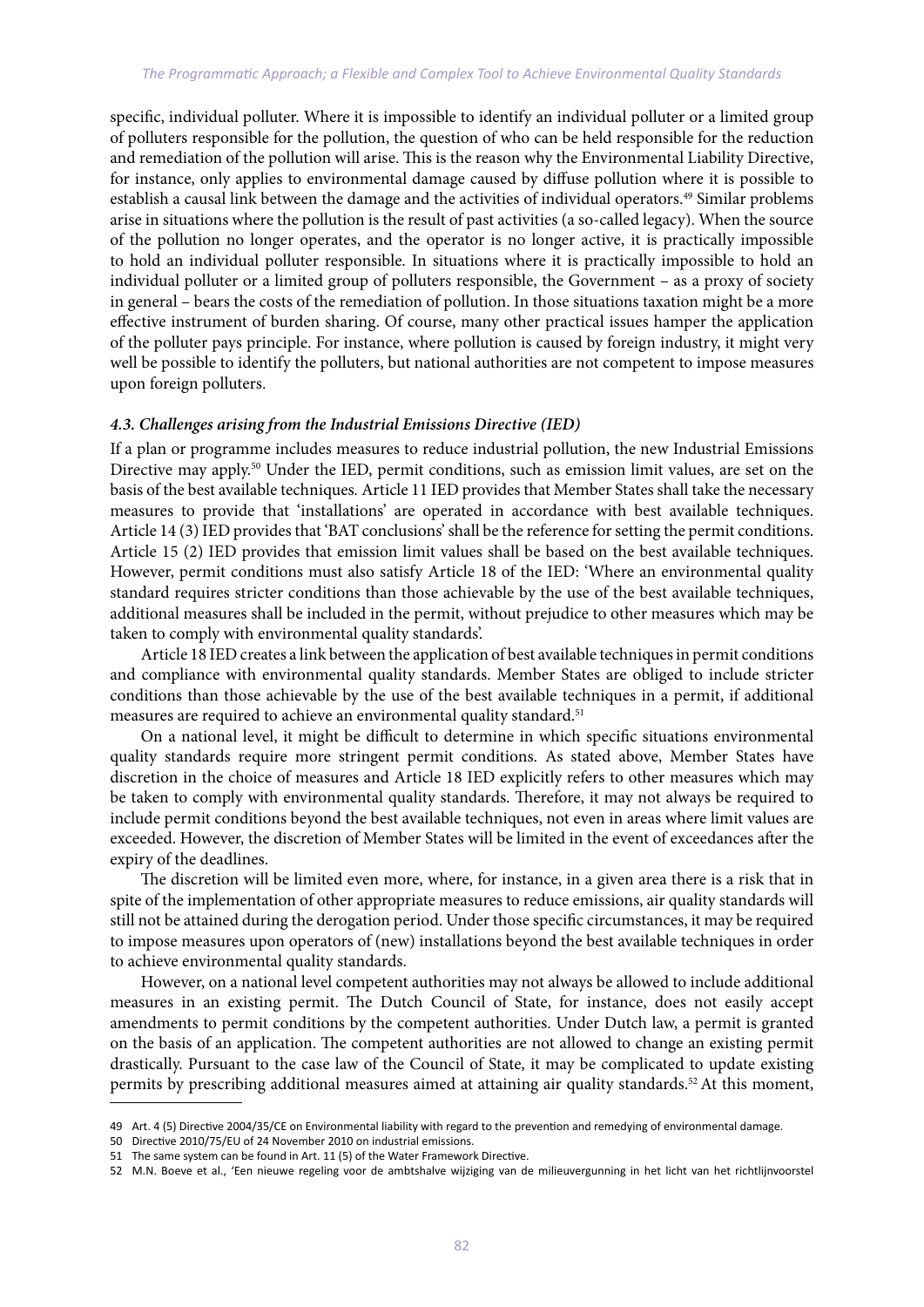specific, individual polluter. Where it is impossible to identify an individual polluter or a limited group of polluters responsible for the pollution, the question of who can be held responsible for the reduction and remediation of the pollution will arise. This is the reason why the Environmental Liability Directive, for instance, only applies to environmental damage caused by diffuse pollution where it is possible to establish a causal link between the damage and the activities of individual operators.[49] Similar problems arise in situations where the pollution is the result of past activities (a so-called legacy). When the source of the pollution no longer operates, and the operator is no longer active, it is practically impossible to hold an individual polluter responsible. In situations where it is practically impossible to hold an individual polluter or a limited group of polluters responsible, the Government – as a proxy of society in general – bears the costs of the remediation of pollution. In those situations taxation might be a more effective instrument of burden sharing. Of course, many other practical issues hamper the application of the polluter pays principle. For instance, where pollution is caused by foreign industry, it might very well be possible to identify the polluters, but national authorities are not competent to impose measures upon foreign polluters.

### *4.3. Challenges arising from the Industrial Emissions Directive (IED)*

If a plan or programme includes measures to reduce industrial pollution, the new Industrial Emissions Directive may apply.[50] Under the IED, permit conditions, such as emission limit values, are set on the basis of the best available techniques. Article 11 IED provides that Member States shall take the necessary measures to provide that 'installations' are operated in accordance with best available techniques. Article 14 (3) IED provides that 'BAT conclusions' shall be the reference for setting the permit conditions. Article 15 (2) IED provides that emission limit values shall be based on the best available techniques. However, permit conditions must also satisfy Article 18 of the IED: 'Where an environmental quality standard requires stricter conditions than those achievable by the use of the best available techniques, additional measures shall be included in the permit, without prejudice to other measures which may be taken to comply with environmental quality standards'.

Article 18 IED creates a link between the application of best available techniques in permit conditions and compliance with environmental quality standards. Member States are obliged to include stricter conditions than those achievable by the use of the best available techniques in a permit, if additional measures are required to achieve an environmental quality standard.[51]

On a national level, it might be difficult to determine in which specific situations environmental quality standards require more stringent permit conditions. As stated above, Member States have discretion in the choice of measures and Article 18 IED explicitly refers to other measures which may be taken to comply with environmental quality standards. Therefore, it may not always be required to include permit conditions beyond the best available techniques, not even in areas where limit values are exceeded. However, the discretion of Member States will be limited in the event of exceedances after the expiry of the deadlines.

The discretion will be limited even more, where, for instance, in a given area there is a risk that in spite of the implementation of other appropriate measures to reduce emissions, air quality standards will still not be attained during the derogation period. Under those specific circumstances, it may be required to impose measures upon operators of (new) installations beyond the best available techniques in order to achieve environmental quality standards.

However, on a national level competent authorities may not always be allowed to include additional measures in an existing permit. The Dutch Council of State, for instance, does not easily accept amendments to permit conditions by the competent authorities. Under Dutch law, a permit is granted on the basis of an application. The competent authorities are not allowed to change an existing permit drastically. Pursuant to the case law of the Council of State, it may be complicated to update existing permits by prescribing additional measures aimed at attaining air quality standards.[52] At this moment,

---

49 Art. 4 (5) Directive 2004/35/CE on Environmental liability with regard to the prevention and remedying of environmental damage.

50 Directive 2010/75/EU of 24 November 2010 on industrial emissions.

51 The same system can be found in Art. 11 (5) of the Water Framework Directive.

52 M.N. Boeve et al., 'Een nieuwe regeling voor de ambtshalve wijziging van de milieuvergunning in het licht van het richtlijnvoorstel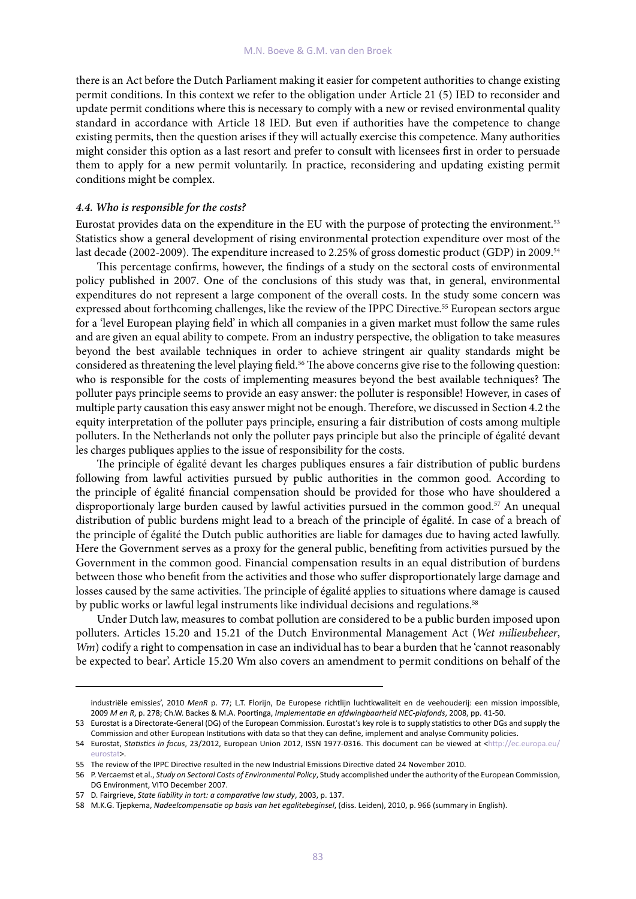there is an Act before the Dutch Parliament making it easier for competent authorities to change existing permit conditions. In this context we refer to the obligation under Article 21 (5) IED to reconsider and update permit conditions where this is necessary to comply with a new or revised environmental quality standard in accordance with Article 18 IED. But even if authorities have the competence to change existing permits, then the question arises if they will actually exercise this competence. Many authorities might consider this option as a last resort and prefer to consult with licensees first in order to persuade them to apply for a new permit voluntarily. In practice, reconsidering and updating existing permit conditions might be complex.

#### *4.4. Who is responsible for the costs?*

Eurostat provides data on the expenditure in the EU with the purpose of protecting the environment.[53] Statistics show a general development of rising environmental protection expenditure over most of the last decade (2002-2009). The expenditure increased to 2.25% of gross domestic product (GDP) in 2009.[54]

This percentage confirms, however, the findings of a study on the sectoral costs of environmental policy published in 2007. One of the conclusions of this study was that, in general, environmental expenditures do not represent a large component of the overall costs. In the study some concern was expressed about forthcoming challenges, like the review of the IPPC Directive.[55] European sectors argue for a 'level European playing field' in which all companies in a given market must follow the same rules and are given an equal ability to compete. From an industry perspective, the obligation to take measures beyond the best available techniques in order to achieve stringent air quality standards might be considered as threatening the level playing field.[56] The above concerns give rise to the following question: who is responsible for the costs of implementing measures beyond the best available techniques? The polluter pays principle seems to provide an easy answer: the polluter is responsible! However, in cases of multiple party causation this easy answer might not be enough. Therefore, we discussed in Section 4.2 the equity interpretation of the polluter pays principle, ensuring a fair distribution of costs among multiple polluters. In the Netherlands not only the polluter pays principle but also the principle of égalité devant les charges publiques applies to the issue of responsibility for the costs.

The principle of égalité devant les charges publiques ensures a fair distribution of public burdens following from lawful activities pursued by public authorities in the common good. According to the principle of égalité financial compensation should be provided for those who have shouldered a disproportionaly large burden caused by lawful activities pursued in the common good.[57] An unequal distribution of public burdens might lead to a breach of the principle of égalité. In case of a breach of the principle of égalité the Dutch public authorities are liable for damages due to having acted lawfully. Here the Government serves as a proxy for the general public, benefiting from activities pursued by the Government in the common good. Financial compensation results in an equal distribution of burdens between those who benefit from the activities and those who suffer disproportionately large damage and losses caused by the same activities. The principle of égalité applies to situations where damage is caused by public works or lawful legal instruments like individual decisions and regulations.[58]

Under Dutch law, measures to combat pollution are considered to be a public burden imposed upon polluters. Articles 15.20 and 15.21 of the Dutch Environmental Management Act (*Wet milieubeheer*, *Wm*) codify a right to compensation in case an individual has to bear a burden that he 'cannot reasonably be expected to bear'. Article 15.20 Wm also covers an amendment to permit conditions on behalf of the

---

industriële emissies', 2010 *MenR* p. 77; L.T. Florijn, De Europese richtlijn luchtkwaliteit en de veehouderij: een mission impossible, 2009 *M en R*, p. 278; Ch.W. Backes & M.A. Poortinga, *Implementatie en afdwingbaarheid NEC-plafonds*, 2008, pp. 41-50.

53 Eurostat is a Directorate-General (DG) of the European Commission. Eurostat's key role is to supply statistics to other DGs and supply the Commission and other European Institutions with data so that they can define, implement and analyse Community policies.

54 Eurostat, *Statistics in focus*, 23/2012, European Union 2012, ISSN 1977-0316. This document can be viewed at <http://ec.europa.eu/eurostat>.

55 The review of the IPPC Directive resulted in the new Industrial Emissions Directive dated 24 November 2010.

56 P. Vercaemst et al., *Study on Sectoral Costs of Environmental Policy*, Study accomplished under the authority of the European Commission, DG Environment, VITO December 2007.

57 D. Fairgrieve, *State liability in tort: a comparative law study*, 2003, p. 137.

58 M.K.G. Tjepkema, *Nadeelcompensatie op basis van het egalitebeginsel*, (diss. Leiden), 2010, p. 966 (summary in English).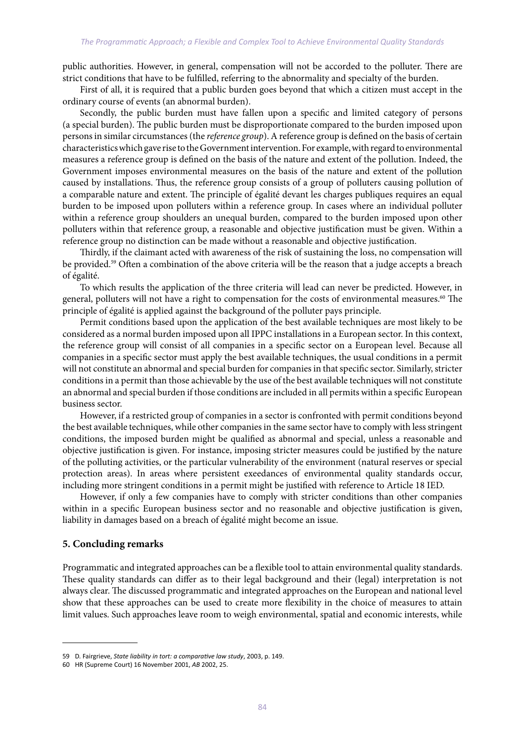public authorities. However, in general, compensation will not be accorded to the polluter. There are strict conditions that have to be fulfilled, referring to the abnormality and specialty of the burden.

First of all, it is required that a public burden goes beyond that which a citizen must accept in the ordinary course of events (an abnormal burden).

Secondly, the public burden must have fallen upon a specific and limited category of persons (a special burden). The public burden must be disproportionate compared to the burden imposed upon persons in similar circumstances (the *reference group*). A reference group is defined on the basis of certain characteristics which gave rise to the Government intervention. For example, with regard to environmental measures a reference group is defined on the basis of the nature and extent of the pollution. Indeed, the Government imposes environmental measures on the basis of the nature and extent of the pollution caused by installations. Thus, the reference group consists of a group of polluters causing pollution of a comparable nature and extent. The principle of égalité devant les charges publiques requires an equal burden to be imposed upon polluters within a reference group. In cases where an individual polluter within a reference group shoulders an unequal burden, compared to the burden imposed upon other polluters within that reference group, a reasonable and objective justification must be given. Within a reference group no distinction can be made without a reasonable and objective justification.

Thirdly, if the claimant acted with awareness of the risk of sustaining the loss, no compensation will be provided.[59] Often a combination of the above criteria will be the reason that a judge accepts a breach of égalité.

To which results the application of the three criteria will lead can never be predicted. However, in general, polluters will not have a right to compensation for the costs of environmental measures.[60] The principle of égalité is applied against the background of the polluter pays principle.

Permit conditions based upon the application of the best available techniques are most likely to be considered as a normal burden imposed upon all IPPC installations in a European sector. In this context, the reference group will consist of all companies in a specific sector on a European level. Because all companies in a specific sector must apply the best available techniques, the usual conditions in a permit will not constitute an abnormal and special burden for companies in that specific sector. Similarly, stricter conditions in a permit than those achievable by the use of the best available techniques will not constitute an abnormal and special burden if those conditions are included in all permits within a specific European business sector.

However, if a restricted group of companies in a sector is confronted with permit conditions beyond the best available techniques, while other companies in the same sector have to comply with less stringent conditions, the imposed burden might be qualified as abnormal and special, unless a reasonable and objective justification is given. For instance, imposing stricter measures could be justified by the nature of the polluting activities, or the particular vulnerability of the environment (natural reserves or special protection areas). In areas where persistent exeedances of environmental quality standards occur, including more stringent conditions in a permit might be justified with reference to Article 18 IED.

However, if only a few companies have to comply with stricter conditions than other companies within in a specific European business sector and no reasonable and objective justification is given, liability in damages based on a breach of égalité might become an issue.

## 5. Concluding remarks

Programmatic and integrated approaches can be a flexible tool to attain environmental quality standards. These quality standards can differ as to their legal background and their (legal) interpretation is not always clear. The discussed programmatic and integrated approaches on the European and national level show that these approaches can be used to create more flexibility in the choice of measures to attain limit values. Such approaches leave room to weigh environmental, spatial and economic interests, while

---

59 D. Fairgrieve, *State liability in tort: a comparative law study*, 2003, p. 149.

60 HR (Supreme Court) 16 November 2001, *AB* 2002, 25.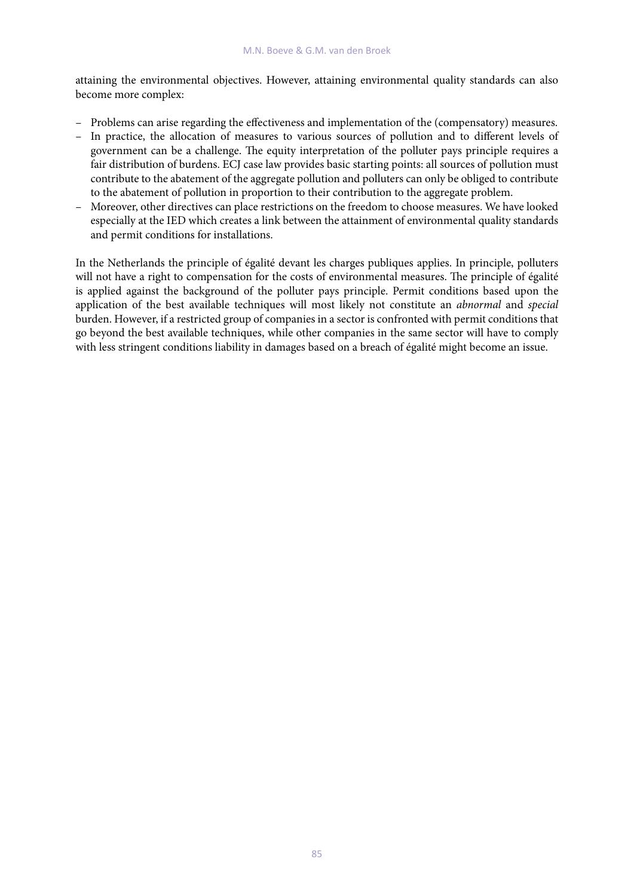attaining the environmental objectives. However, attaining environmental quality standards can also become more complex:

- Problems can arise regarding the effectiveness and implementation of the (compensatory) measures.
- In practice, the allocation of measures to various sources of pollution and to different levels of government can be a challenge. The equity interpretation of the polluter pays principle requires a fair distribution of burdens. ECJ case law provides basic starting points: all sources of pollution must contribute to the abatement of the aggregate pollution and polluters can only be obliged to contribute to the abatement of pollution in proportion to their contribution to the aggregate problem.
- Moreover, other directives can place restrictions on the freedom to choose measures. We have looked especially at the IED which creates a link between the attainment of environmental quality standards and permit conditions for installations.

In the Netherlands the principle of égalité devant les charges publiques applies. In principle, polluters will not have a right to compensation for the costs of environmental measures. The principle of égalité is applied against the background of the polluter pays principle. Permit conditions based upon the application of the best available techniques will most likely not constitute an *abnormal* and *special* burden. However, if a restricted group of companies in a sector is confronted with permit conditions that go beyond the best available techniques, while other companies in the same sector will have to comply with less stringent conditions liability in damages based on a breach of égalité might become an issue.